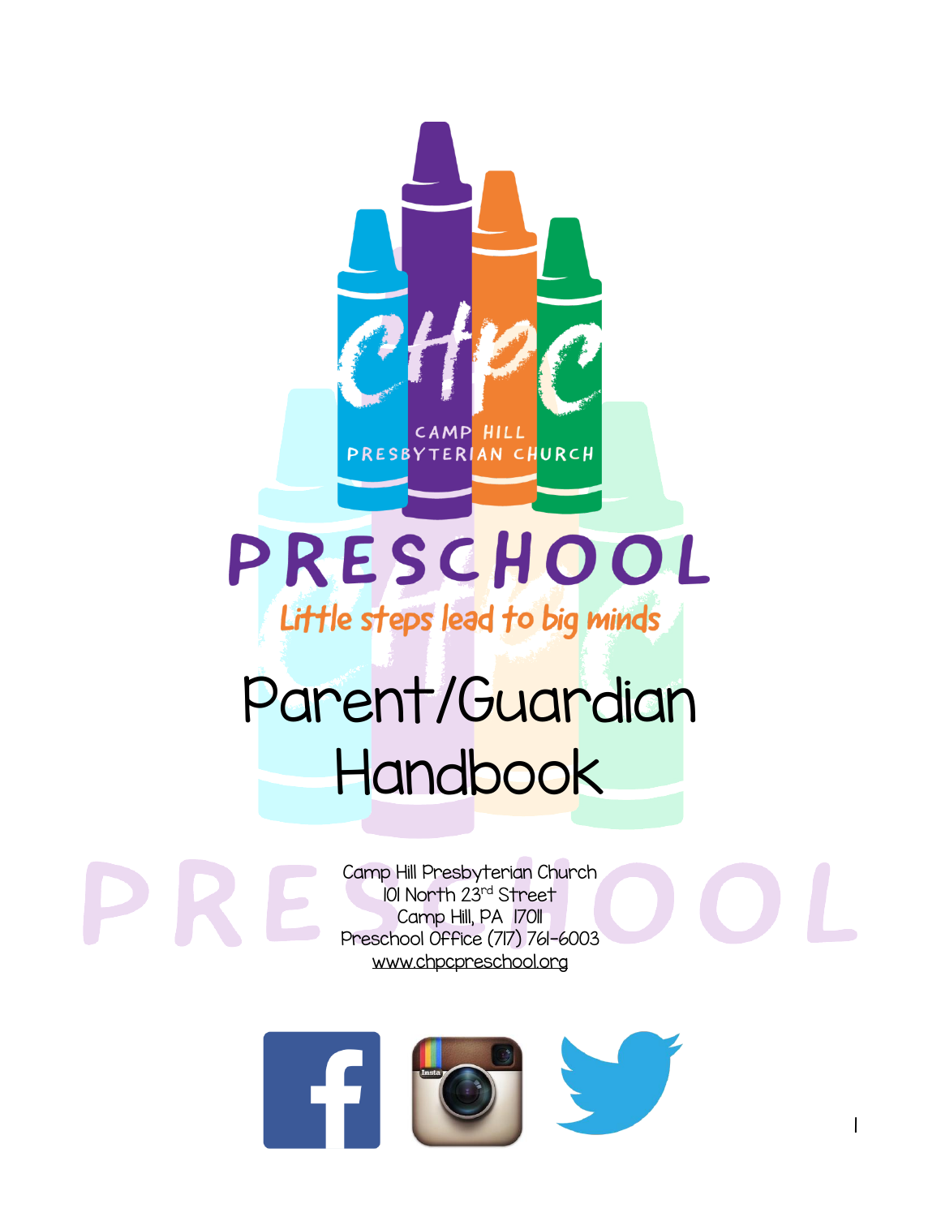CHPC

CAMP HILL PRESBYTERIAN CHURCH

# PRESCHOOL

*Little steps lead to big minds*

# Parent/Guardian Handbook

Camp Hill Presbyterian Church
101 North 23rd Street
Camp Hill, PA 17011
Preschool Office (717) 761-6003
www.chpcpreschool.org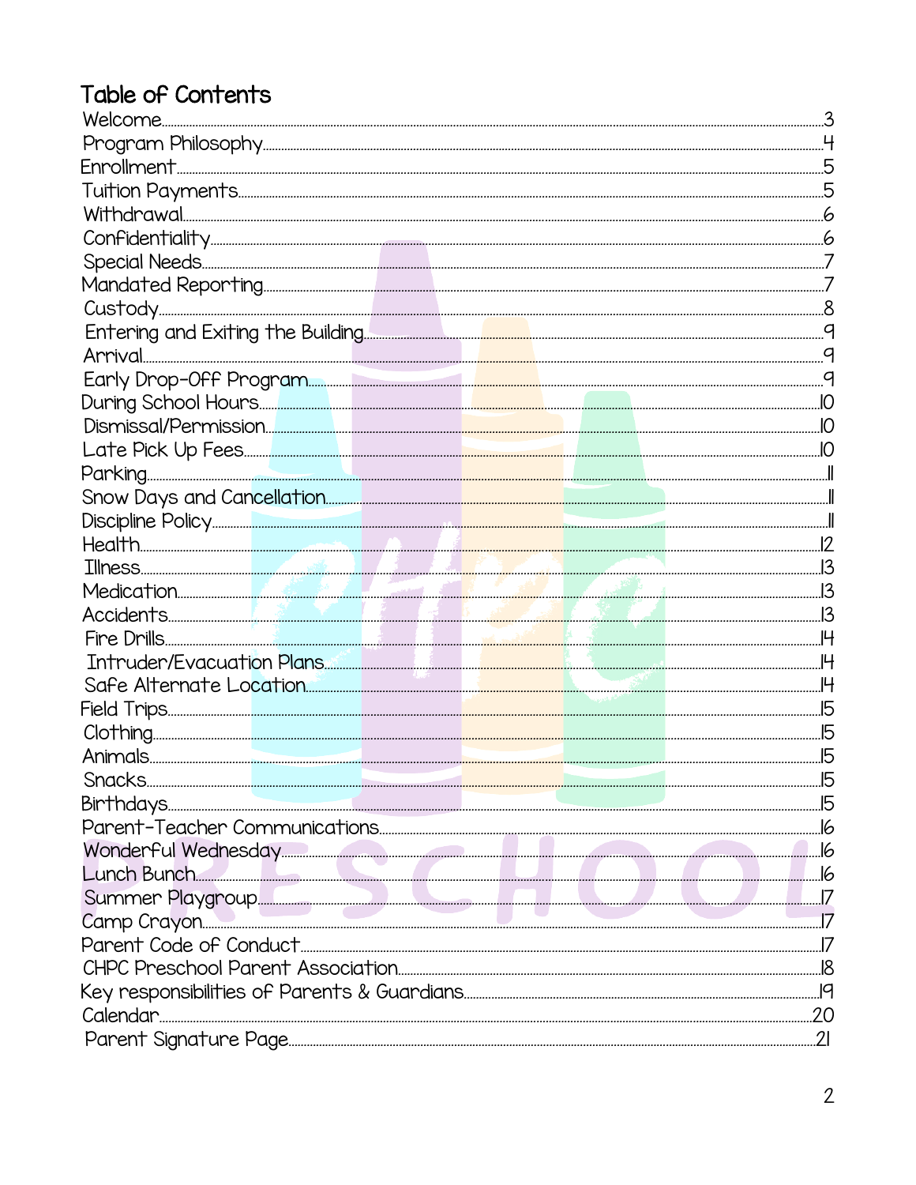# Table of Contents

| Section | Page |
|---|---|
| Welcome | 3 |
| Program Philosophy | 4 |
| Enrollment | 5 |
| Tuition Payments | 5 |
| Withdrawal | 6 |
| Confidentiality | 6 |
| Special Needs | 7 |
| Mandated Reporting | 7 |
| Custody | 8 |
| Entering and Exiting the Building | 9 |
| Arrival | 9 |
| Early Drop-Off Program | 9 |
| During School Hours | 10 |
| Dismissal/Permission | 10 |
| Late Pick Up Fees | 10 |
| Parking | 11 |
| Snow Days and Cancellation | 11 |
| Discipline Policy | 11 |
| Health | 12 |
| Illness | 13 |
| Medication | 13 |
| Accidents | 13 |
| Fire Drills | 14 |
| Intruder/Evacuation Plans | 14 |
| Safe Alternate Location | 14 |
| Field Trips | 15 |
| Clothing | 15 |
| Animals | 15 |
| Snacks | 15 |
| Birthdays | 15 |
| Parent-Teacher Communications | 16 |
| Wonderful Wednesday | 16 |
| Lunch Bunch | 16 |
| Summer Playgroup | 17 |
| Camp Crayon | 17 |
| Parent Code of Conduct | 17 |
| CHPC Preschool Parent Association | 18 |
| Key responsibilities of Parents & Guardians | 19 |
| Calendar | 20 |
| Parent Signature Page | 21 |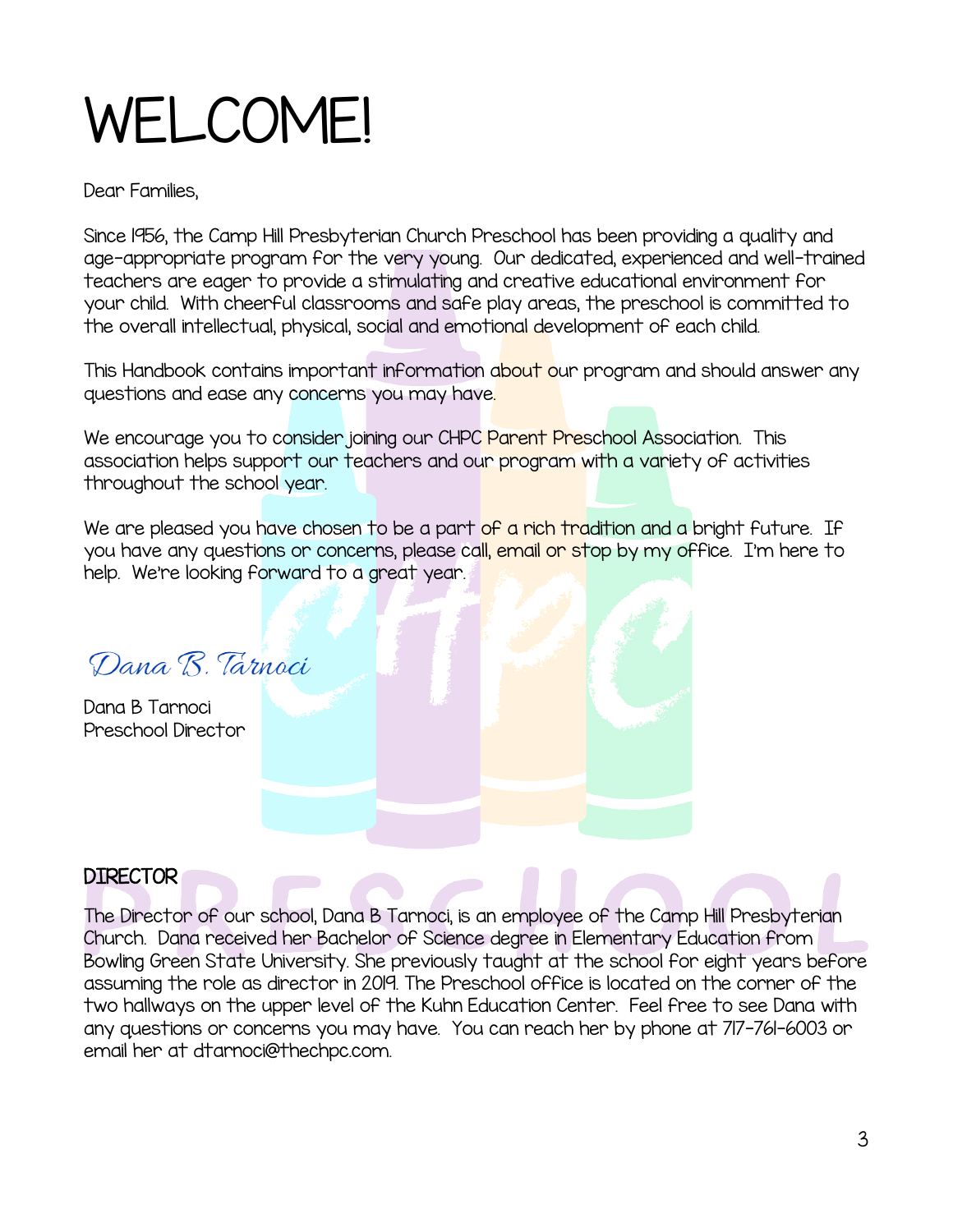# WELCOME!

Dear Families,

Since 1956, the Camp Hill Presbyterian Church Preschool has been providing a quality and age-appropriate program for the very young. Our dedicated, experienced and well-trained teachers are eager to provide a stimulating and creative educational environment for your child. With cheerful classrooms and safe play areas, the preschool is committed to the overall intellectual, physical, social and emotional development of each child.

This Handbook contains important information about our program and should answer any questions and ease any concerns you may have.

We encourage you to consider joining our CHPC Parent Preschool Association. This association helps support our teachers and our program with a variety of activities throughout the school year.

We are pleased you have chosen to be a part of a rich tradition and a bright future. If you have any questions or concerns, please call, email or stop by my office. I'm here to help. We're looking forward to a great year.

*Dana B. Tarnoci*

Dana B Tarnoci
Preschool Director

## DIRECTOR

The Director of our school, Dana B Tarnoci, is an employee of the Camp Hill Presbyterian Church. Dana received her Bachelor of Science degree in Elementary Education from Bowling Green State University. She previously taught at the school for eight years before assuming the role as director in 2019. The Preschool office is located on the corner of the two hallways on the upper level of the Kuhn Education Center. Feel free to see Dana with any questions or concerns you may have. You can reach her by phone at 717-761-6003 or email her at dtarnoci@thechpc.com.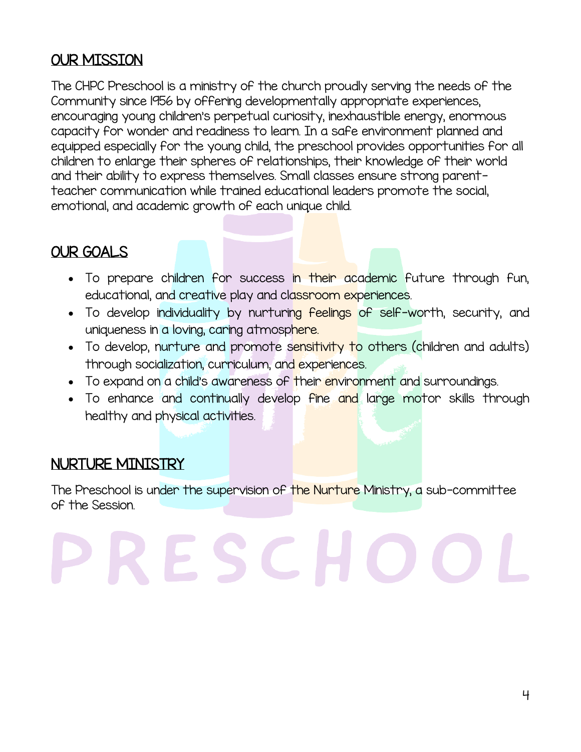## OUR MISSION

The CHPC Preschool is a ministry of the church proudly serving the needs of the Community since 1956 by offering developmentally appropriate experiences, encouraging young children's perpetual curiosity, inexhaustible energy, enormous capacity for wonder and readiness to learn. In a safe environment planned and equipped especially for the young child, the preschool provides opportunities for all children to enlarge their spheres of relationships, their knowledge of their world and their ability to express themselves. Small classes ensure strong parent-teacher communication while trained educational leaders promote the social, emotional, and academic growth of each unique child.

## OUR GOALS

- To prepare children for success in their academic future through fun, educational, and creative play and classroom experiences.
- To develop individuality by nurturing feelings of self-worth, security, and uniqueness in a loving, caring atmosphere.
- To develop, nurture and promote sensitivity to others (children and adults) through socialization, curriculum, and experiences.
- To expand on a child's awareness of their environment and surroundings.
- To enhance and continually develop fine and large motor skills through healthy and physical activities.

## NURTURE MINISTRY

The Preschool is under the supervision of the Nurture Ministry, a sub-committee of the Session.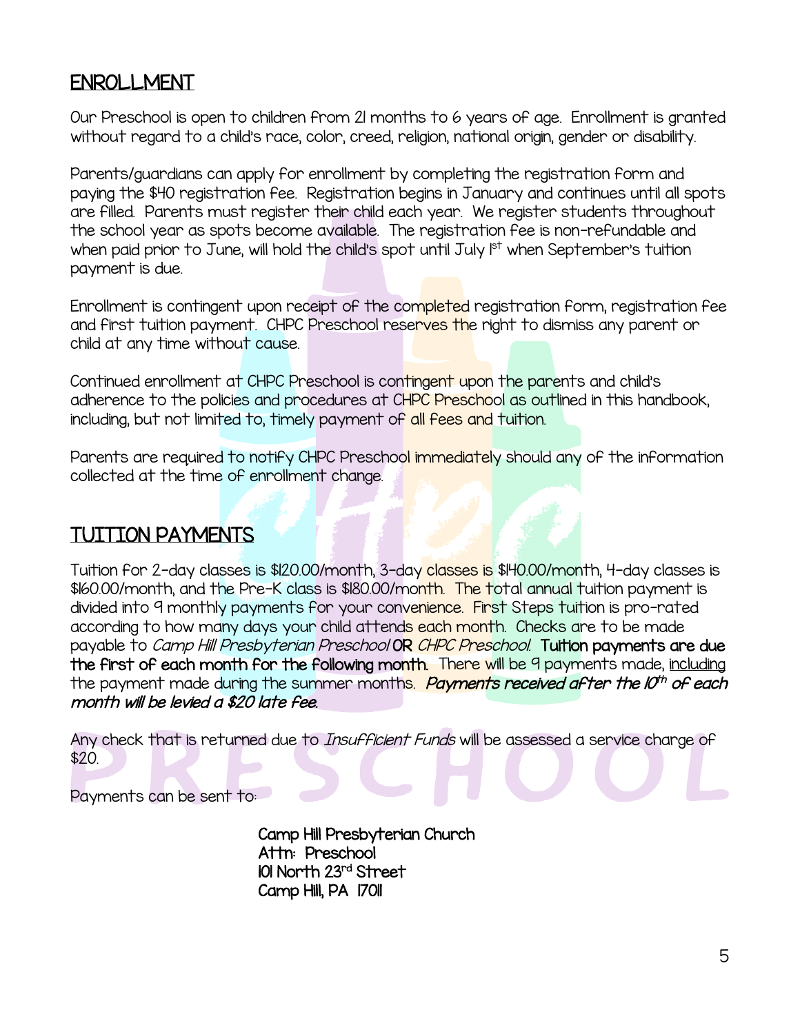## ENROLLMENT

Our Preschool is open to children from 21 months to 6 years of age. Enrollment is granted without regard to a child's race, color, creed, religion, national origin, gender or disability.

Parents/guardians can apply for enrollment by completing the registration form and paying the $40 registration fee. Registration begins in January and continues until all spots are filled. Parents must register their child each year. We register students throughout the school year as spots become available. The registration fee is non-refundable and when paid prior to June, will hold the child's spot until July 1st when September's tuition payment is due.

Enrollment is contingent upon receipt of the completed registration form, registration fee and first tuition payment. CHPC Preschool reserves the right to dismiss any parent or child at any time without cause.

Continued enrollment at CHPC Preschool is contingent upon the parents and child's adherence to the policies and procedures at CHPC Preschool as outlined in this handbook, including, but not limited to, timely payment of all fees and tuition.

Parents are required to notify CHPC Preschool immediately should any of the information collected at the time of enrollment change.

## TUITION PAYMENTS

Tuition for 2-day classes is $120.00/month, 3-day classes is $140.00/month, 4-day classes is $160.00/month, and the Pre-K class is $180.00/month. The total annual tuition payment is divided into 9 monthly payments for your convenience. First Steps tuition is pro-rated according to how many days your child attends each month. Checks are to be made payable to *Camp Hill Presbyterian Preschool* **OR** *CHPC Preschool.* **Tuition payments are due the first of each month for the following month.** There will be 9 payments made, including the payment made during the summer months. ***Payments received after the 10th of each month will be levied a $20 late fee.***

Any check that is returned due to *Insufficient Funds* will be assessed a service charge of $20.

Payments can be sent to:

**Camp Hill Presbyterian Church**
**Attn: Preschool**
**101 North 23rd Street**
**Camp Hill, PA 17011**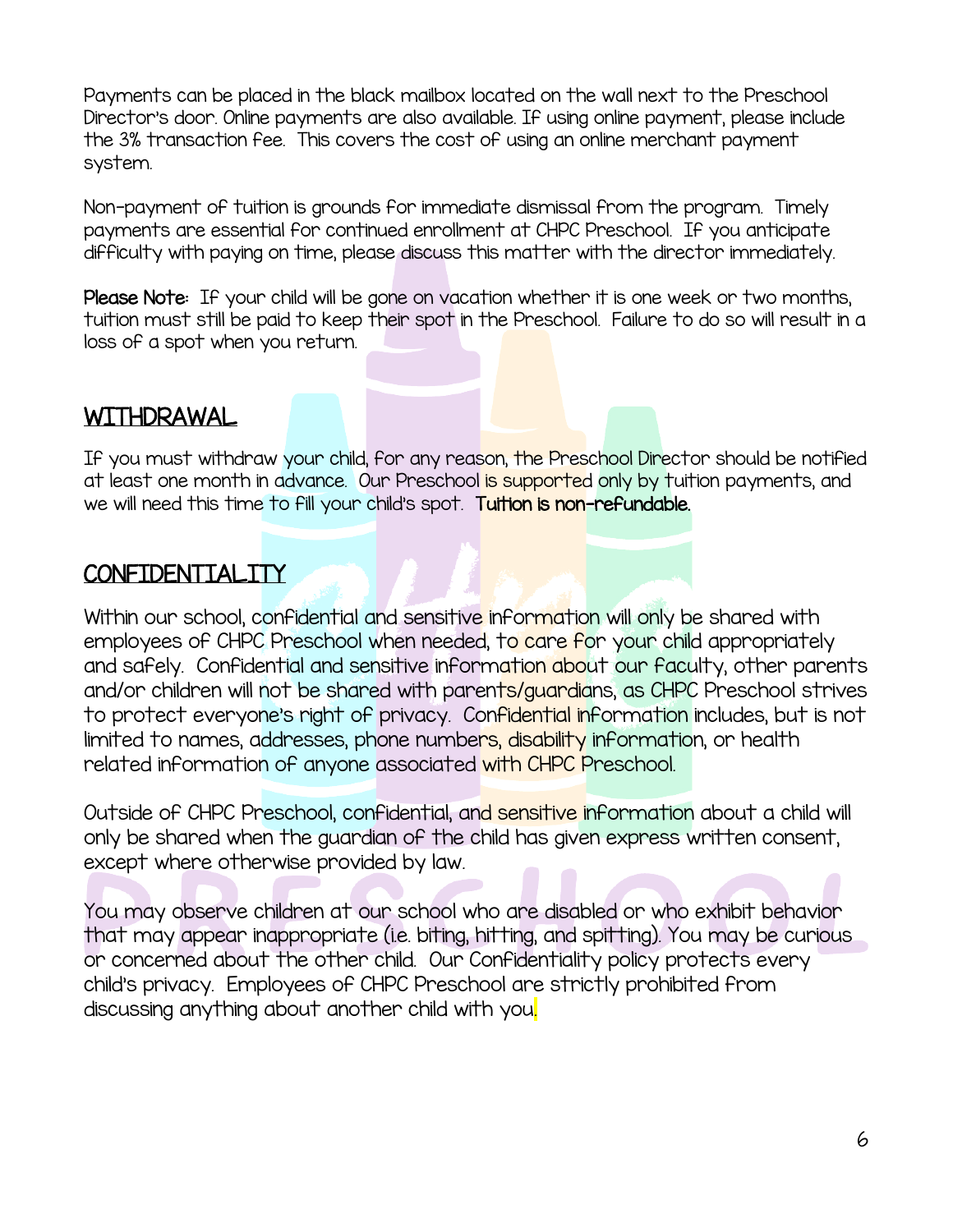Payments can be placed in the black mailbox located on the wall next to the Preschool Director's door. Online payments are also available. If using online payment, please include the 3% transaction fee. This covers the cost of using an online merchant payment system.

Non-payment of tuition is grounds for immediate dismissal from the program. Timely payments are essential for continued enrollment at CHPC Preschool. If you anticipate difficulty with paying on time, please discuss this matter with the director immediately.

**Please Note:** If your child will be gone on vacation whether it is one week or two months, tuition must still be paid to keep their spot in the Preschool. Failure to do so will result in a loss of a spot when you return.

## WITHDRAWAL

If you must withdraw your child, for any reason, the Preschool Director should be notified at least one month in advance. Our Preschool is supported only by tuition payments, and we will need this time to fill your child's spot. **Tuition is non-refundable.**

## CONFIDENTIALITY

Within our school, confidential and sensitive information will only be shared with employees of CHPC Preschool when needed, to care for your child appropriately and safely. Confidential and sensitive information about our faculty, other parents and/or children will not be shared with parents/guardians, as CHPC Preschool strives to protect everyone's right of privacy. Confidential information includes, but is not limited to names, addresses, phone numbers, disability information, or health related information of anyone associated with CHPC Preschool.

Outside of CHPC Preschool, confidential, and sensitive information about a child will only be shared when the guardian of the child has given express written consent, except where otherwise provided by law.

You may observe children at our school who are disabled or who exhibit behavior that may appear inappropriate (i.e. biting, hitting, and spitting). You may be curious or concerned about the other child. Our Confidentiality policy protects every child's privacy. Employees of CHPC Preschool are strictly prohibited from discussing anything about another child with you.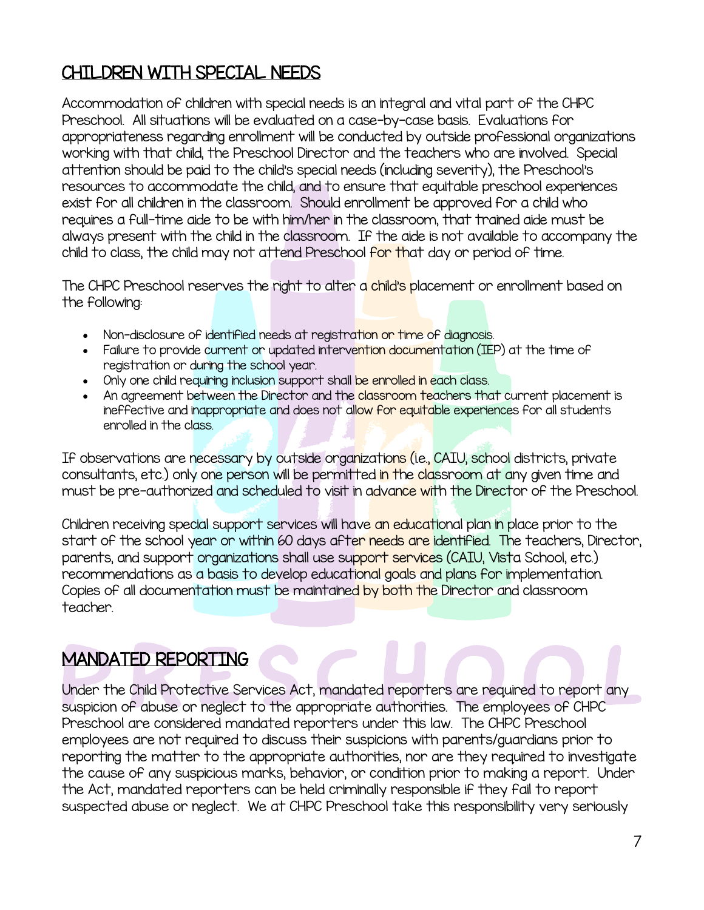## CHILDREN WITH SPECIAL NEEDS

Accommodation of children with special needs is an integral and vital part of the CHPC Preschool. All situations will be evaluated on a case-by-case basis. Evaluations for appropriateness regarding enrollment will be conducted by outside professional organizations working with that child, the Preschool Director and the teachers who are involved. Special attention should be paid to the child's special needs (including severity), the Preschool's resources to accommodate the child, and to ensure that equitable preschool experiences exist for all children in the classroom. Should enrollment be approved for a child who requires a full-time aide to be with him/her in the classroom, that trained aide must be always present with the child in the classroom. If the aide is not available to accompany the child to class, the child may not attend Preschool for that day or period of time.

The CHPC Preschool reserves the right to alter a child's placement or enrollment based on the following:

- Non-disclosure of identified needs at registration or time of diagnosis.
- Failure to provide current or updated intervention documentation (IEP) at the time of registration or during the school year.
- Only one child requiring inclusion support shall be enrolled in each class.
- An agreement between the Director and the classroom teachers that current placement is ineffective and inappropriate and does not allow for equitable experiences for all students enrolled in the class.

If observations are necessary by outside organizations (i.e., CAIU, school districts, private consultants, etc.) only one person will be permitted in the classroom at any given time and must be pre-authorized and scheduled to visit in advance with the Director of the Preschool.

Children receiving special support services will have an educational plan in place prior to the start of the school year or within 60 days after needs are identified. The teachers, Director, parents, and support organizations shall use support services (CAIU, Vista School, etc.) recommendations as a basis to develop educational goals and plans for implementation. Copies of all documentation must be maintained by both the Director and classroom teacher.

## MANDATED REPORTING

Under the Child Protective Services Act, mandated reporters are required to report any suspicion of abuse or neglect to the appropriate authorities. The employees of CHPC Preschool are considered mandated reporters under this law. The CHPC Preschool employees are not required to discuss their suspicions with parents/guardians prior to reporting the matter to the appropriate authorities, nor are they required to investigate the cause of any suspicious marks, behavior, or condition prior to making a report. Under the Act, mandated reporters can be held criminally responsible if they fail to report suspected abuse or neglect. We at CHPC Preschool take this responsibility very seriously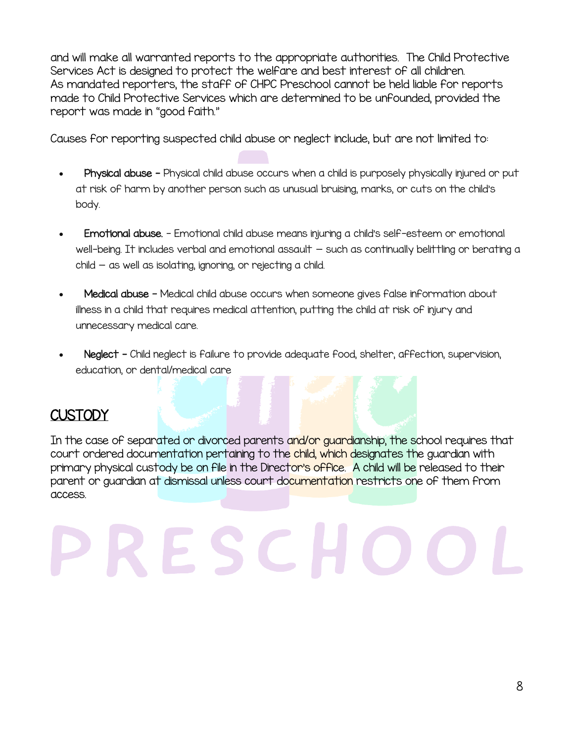and will make all warranted reports to the appropriate authorities. The Child Protective Services Act is designed to protect the welfare and best interest of all children.
As mandated reporters, the staff of CHPC Preschool cannot be held liable for reports made to Child Protective Services which are determined to be unfounded, provided the report was made in "good faith."

Causes for reporting suspected child abuse or neglect include, but are not limited to:

- **Physical abuse –** Physical child abuse occurs when a child is purposely physically injured or put at risk of harm by another person such as unusual bruising, marks, or cuts on the child's body.

- **Emotional abuse.** - Emotional child abuse means injuring a child's self-esteem or emotional well-being. It includes verbal and emotional assault — such as continually belittling or berating a child — as well as isolating, ignoring, or rejecting a child.

- **Medical abuse –** Medical child abuse occurs when someone gives false information about illness in a child that requires medical attention, putting the child at risk of injury and unnecessary medical care.

- **Neglect –** Child neglect is failure to provide adequate food, shelter, affection, supervision, education, or dental/medical care

## CUSTODY

In the case of separated or divorced parents and/or guardianship, the school requires that court ordered documentation pertaining to the child, which designates the guardian with primary physical custody be on file in the Director's office. A child will be released to their parent or guardian at dismissal unless court documentation restricts one of them from access.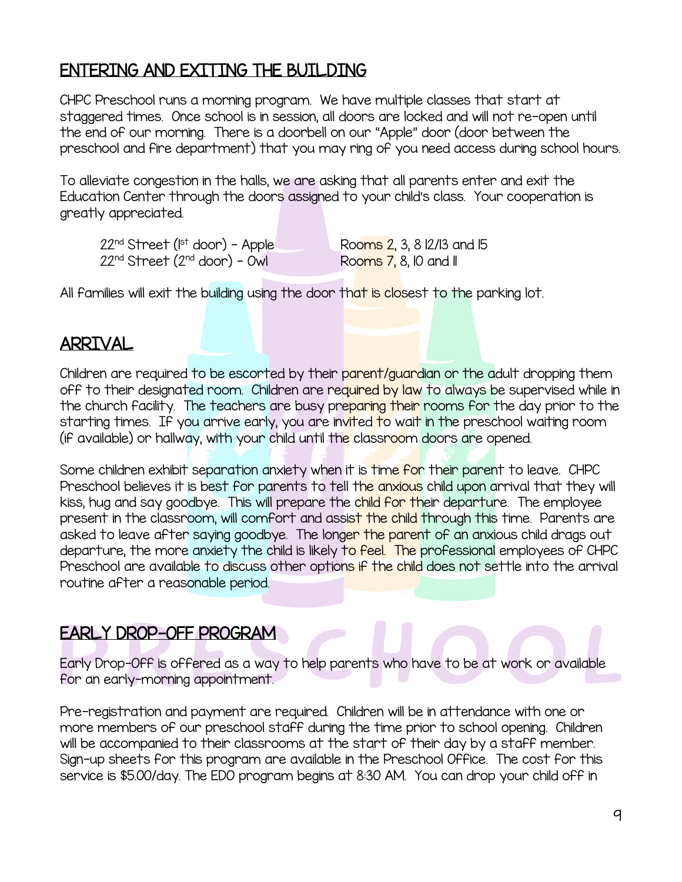## ENTERING AND EXITING THE BUILDING

CHPC Preschool runs a morning program. We have multiple classes that start at staggered times. Once school is in session, all doors are locked and will not re-open until the end of our morning. There is a doorbell on our "Apple" door (door between the preschool and fire department) that you may ring of you need access during school hours.

To alleviate congestion in the halls, we are asking that all parents enter and exit the Education Center through the doors assigned to your child's class. Your cooperation is greatly appreciated.

| | |
|---|---|
| 22nd Street (1st door) - Apple | Rooms 2, 3, 8 12/13 and 15 |
| 22nd Street (2nd door) - Owl | Rooms 7, 8, 10 and 11 |

All families will exit the building using the door that is closest to the parking lot.

## ARRIVAL

Children are required to be escorted by their parent/guardian or the adult dropping them off to their designated room. Children are required by law to always be supervised while in the church facility. The teachers are busy preparing their rooms for the day prior to the starting times. If you arrive early, you are invited to wait in the preschool waiting room (if available) or hallway, with your child until the classroom doors are opened.

Some children exhibit separation anxiety when it is time for their parent to leave. CHPC Preschool believes it is best for parents to tell the anxious child upon arrival that they will kiss, hug and say goodbye. This will prepare the child for their departure. The employee present in the classroom, will comfort and assist the child through this time. Parents are asked to leave after saying goodbye. The longer the parent of an anxious child drags out departure, the more anxiety the child is likely to feel. The professional employees of CHPC Preschool are available to discuss other options if the child does not settle into the arrival routine after a reasonable period.

## EARLY DROP-OFF PROGRAM

Early Drop-Off is offered as a way to help parents who have to be at work or available for an early-morning appointment.

Pre-registration and payment are required. Children will be in attendance with one or more members of our preschool staff during the time prior to school opening. Children will be accompanied to their classrooms at the start of their day by a staff member. Sign-up sheets for this program are available in the Preschool Office. The cost for this service is $5.00/day. The EDO program begins at 8:30 AM. You can drop your child off in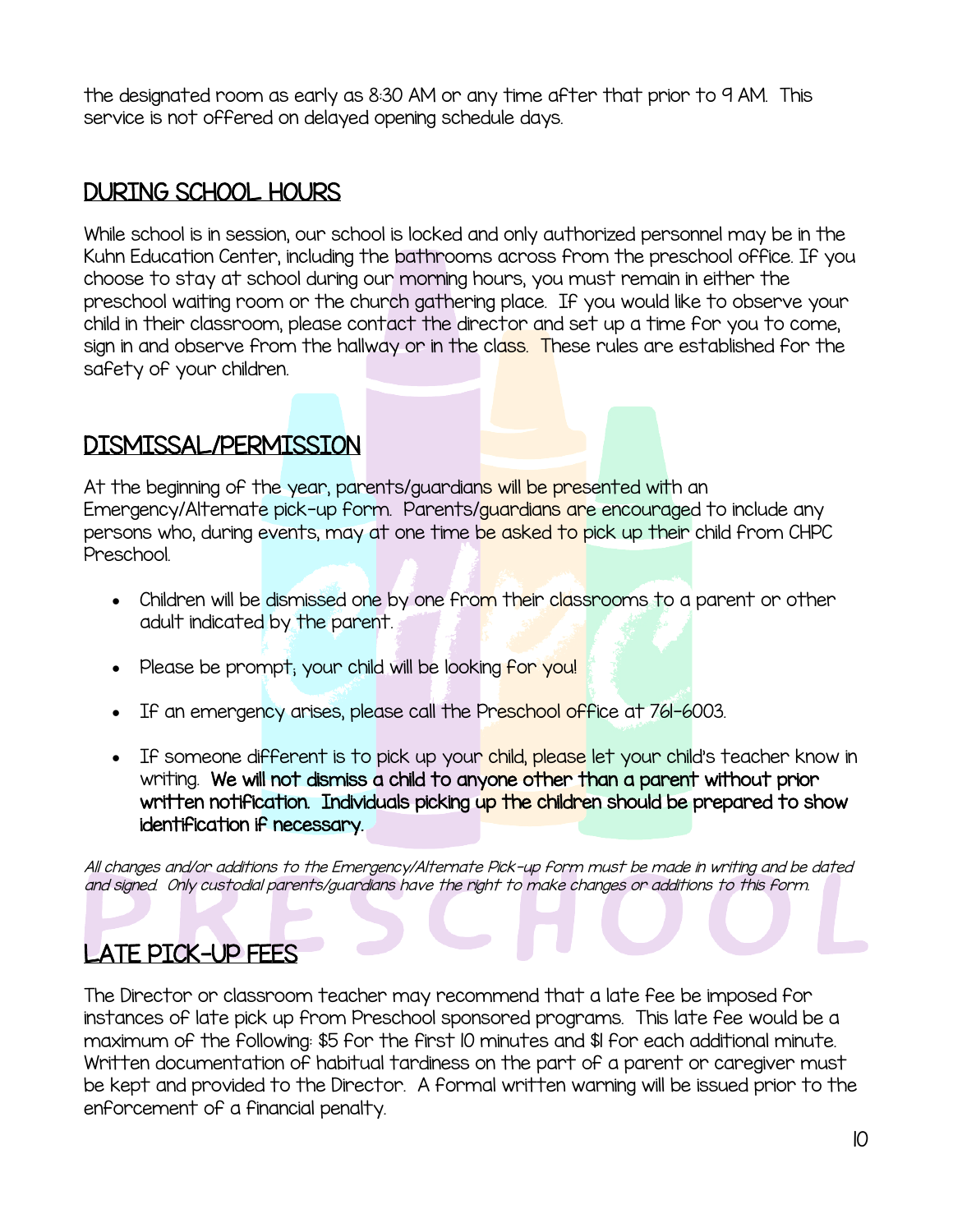the designated room as early as 8:30 AM or any time after that prior to 9 AM. This service is not offered on delayed opening schedule days.

## DURING SCHOOL HOURS

While school is in session, our school is locked and only authorized personnel may be in the Kuhn Education Center, including the bathrooms across from the preschool office. If you choose to stay at school during our morning hours, you must remain in either the preschool waiting room or the church gathering place. If you would like to observe your child in their classroom, please contact the director and set up a time for you to come, sign in and observe from the hallway or in the class. These rules are established for the safety of your children.

## DISMISSAL/PERMISSION

At the beginning of the year, parents/guardians will be presented with an Emergency/Alternate pick-up form. Parents/guardians are encouraged to include any persons who, during events, may at one time be asked to pick up their child from CHPC Preschool.

- Children will be dismissed one by one from their classrooms to a parent or other adult indicated by the parent.
- Please be prompt; your child will be looking for you!
- If an emergency arises, please call the Preschool office at 761-6003.
- If someone different is to pick up your child, please let your child's teacher know in writing. **We will not dismiss a child to anyone other than a parent without prior written notification. Individuals picking up the children should be prepared to show identification if necessary.**

*All changes and/or additions to the Emergency/Alternate Pick-up form must be made in writing and be dated and signed. Only custodial parents/guardians have the right to make changes or additions to this form.*

## LATE PICK-UP FEES

The Director or classroom teacher may recommend that a late fee be imposed for instances of late pick up from Preschool sponsored programs. This late fee would be a maximum of the following: $5 for the first 10 minutes and $1 for each additional minute. Written documentation of habitual tardiness on the part of a parent or caregiver must be kept and provided to the Director. A formal written warning will be issued prior to the enforcement of a financial penalty.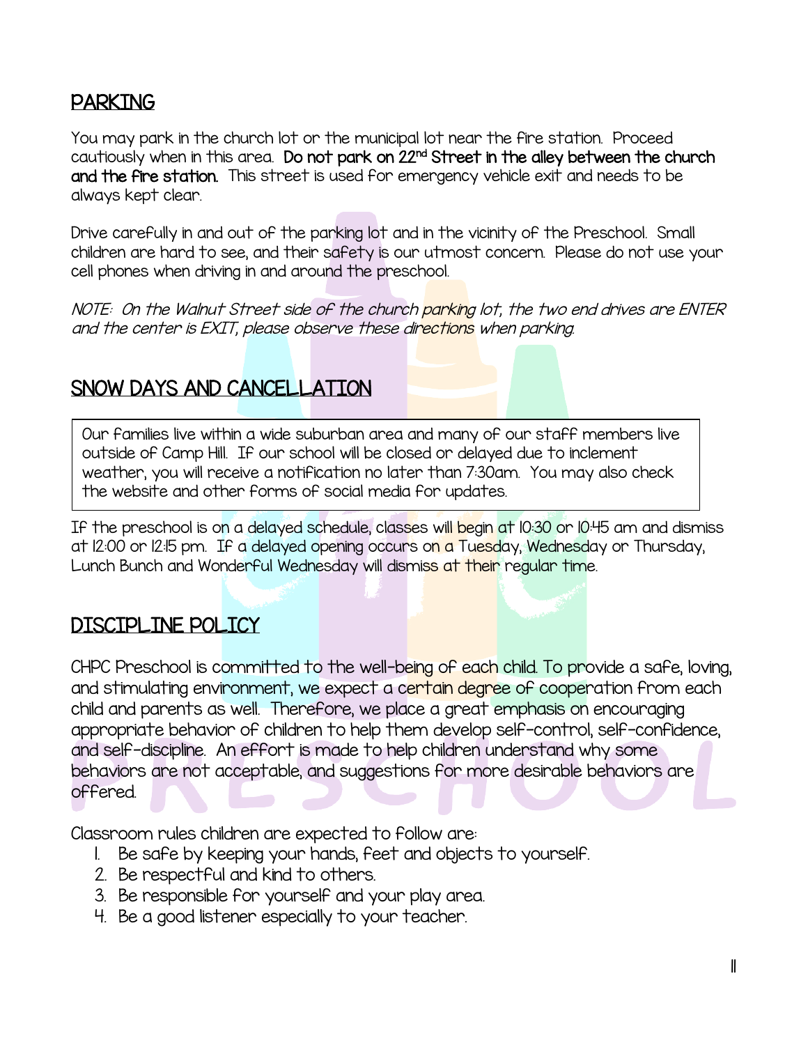## PARKING

You may park in the church lot or the municipal lot near the fire station. Proceed cautiously when in this area. **Do not park on 22nd Street in the alley between the church and the fire station.** This street is used for emergency vehicle exit and needs to be always kept clear.

Drive carefully in and out of the parking lot and in the vicinity of the Preschool. Small children are hard to see, and their safety is our utmost concern. Please do not use your cell phones when driving in and around the preschool.

*NOTE: On the Walnut Street side of the church parking lot, the two end drives are ENTER and the center is EXIT, please observe these directions when parking.*

## SNOW DAYS AND CANCELLATION

Our families live within a wide suburban area and many of our staff members live outside of Camp Hill. If our school will be closed or delayed due to inclement weather, you will receive a notification no later than 7:30am. You may also check the website and other forms of social media for updates.

If the preschool is on a delayed schedule, classes will begin at 10:30 or 10:45 am and dismiss at 12:00 or 12:15 pm. If a delayed opening occurs on a Tuesday, Wednesday or Thursday, Lunch Bunch and Wonderful Wednesday will dismiss at their regular time.

## DISCIPLINE POLICY

CHPC Preschool is committed to the well-being of each child. To provide a safe, loving, and stimulating environment, we expect a certain degree of cooperation from each child and parents as well. Therefore, we place a great emphasis on encouraging appropriate behavior of children to help them develop self-control, self-confidence, and self-discipline. An effort is made to help children understand why some behaviors are not acceptable, and suggestions for more desirable behaviors are offered.

Classroom rules children are expected to follow are:

1. Be safe by keeping your hands, feet and objects to yourself.
2. Be respectful and kind to others.
3. Be responsible for yourself and your play area.
4. Be a good listener especially to your teacher.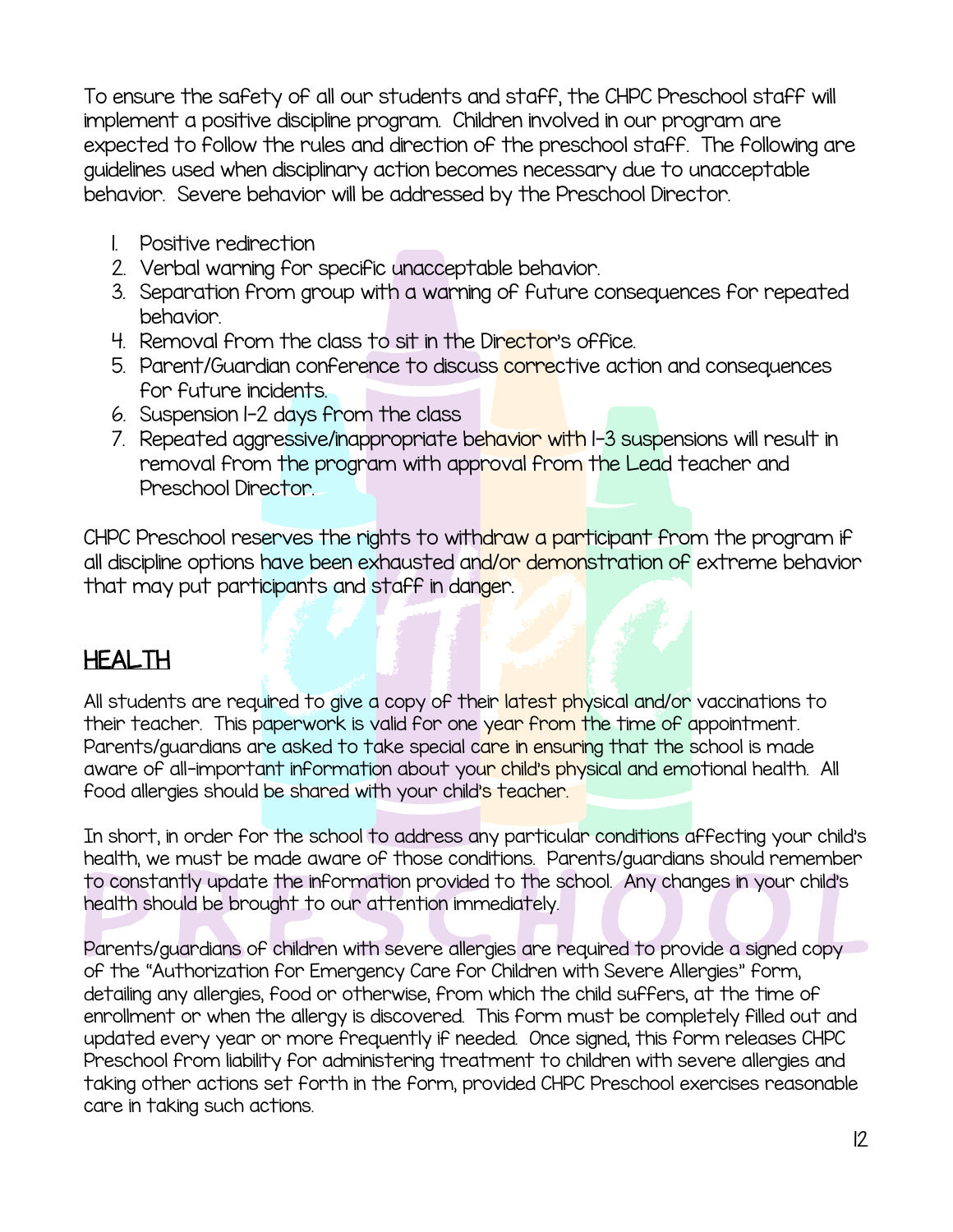To ensure the safety of all our students and staff, the CHPC Preschool staff will implement a positive discipline program. Children involved in our program are expected to follow the rules and direction of the preschool staff. The following are guidelines used when disciplinary action becomes necessary due to unacceptable behavior. Severe behavior will be addressed by the Preschool Director.

1. Positive redirection
2. Verbal warning for specific unacceptable behavior.
3. Separation from group with a warning of future consequences for repeated behavior.
4. Removal from the class to sit in the Director's office.
5. Parent/Guardian conference to discuss corrective action and consequences for future incidents.
6. Suspension 1-2 days from the class
7. Repeated aggressive/inappropriate behavior with 1-3 suspensions will result in removal from the program with approval from the Lead teacher and Preschool Director.

CHPC Preschool reserves the rights to withdraw a participant from the program if all discipline options have been exhausted and/or demonstration of extreme behavior that may put participants and staff in danger.

## HEALTH

All students are required to give a copy of their latest physical and/or vaccinations to their teacher. This paperwork is valid for one year from the time of appointment. Parents/guardians are asked to take special care in ensuring that the school is made aware of all-important information about your child's physical and emotional health. All food allergies should be shared with your child's teacher.

In short, in order for the school to address any particular conditions affecting your child's health, we must be made aware of those conditions. Parents/guardians should remember to constantly update the information provided to the school. Any changes in your child's health should be brought to our attention immediately.

Parents/guardians of children with severe allergies are required to provide a signed copy of the "Authorization for Emergency Care for Children with Severe Allergies" form, detailing any allergies, food or otherwise, from which the child suffers, at the time of enrollment or when the allergy is discovered. This form must be completely filled out and updated every year or more frequently if needed. Once signed, this form releases CHPC Preschool from liability for administering treatment to children with severe allergies and taking other actions set forth in the form, provided CHPC Preschool exercises reasonable care in taking such actions.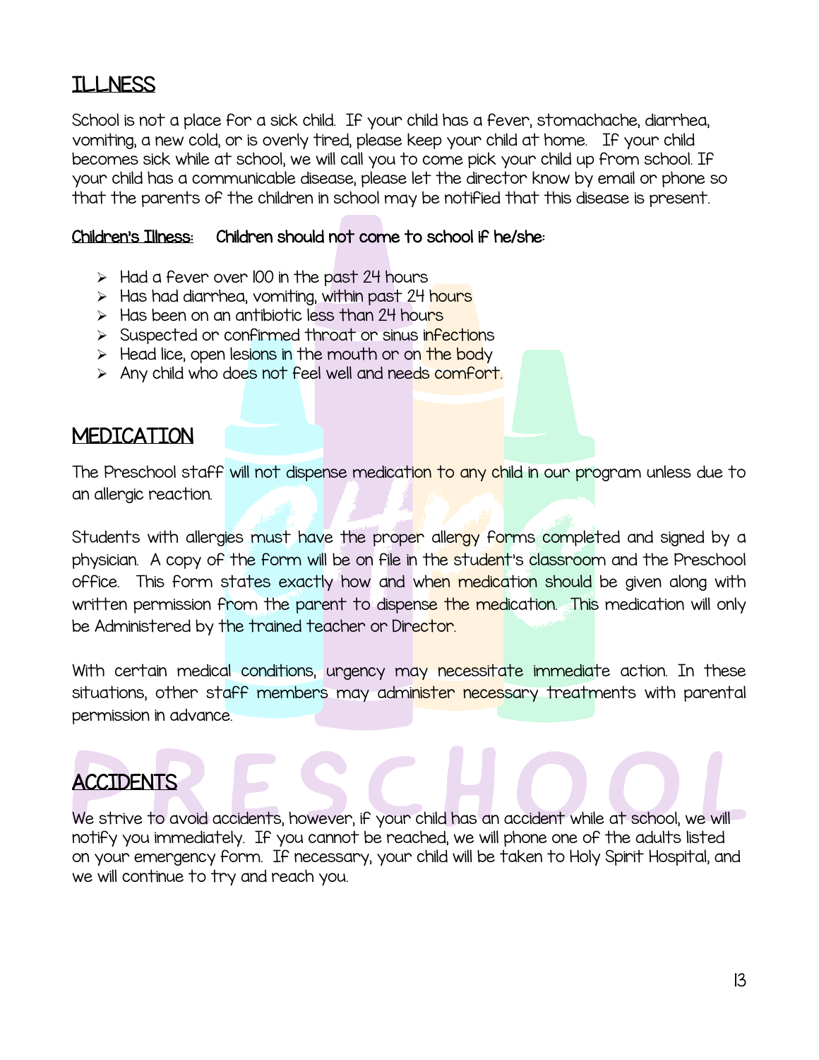## ILLNESS

School is not a place for a sick child. If your child has a fever, stomachache, diarrhea, vomiting, a new cold, or is overly tired, please keep your child at home. If your child becomes sick while at school, we will call you to come pick your child up from school. If your child has a communicable disease, please let the director know by email or phone so that the parents of the children in school may be notified that this disease is present.

**Children's Illness:** **Children should not come to school if he/she:**

- Had a fever over 100 in the past 24 hours
- Has had diarrhea, vomiting, within past 24 hours
- Has been on an antibiotic less than 24 hours
- Suspected or confirmed throat or sinus infections
- Head lice, open lesions in the mouth or on the body
- Any child who does not feel well and needs comfort.

## MEDICATION

The Preschool staff will not dispense medication to any child in our program unless due to an allergic reaction.

Students with allergies must have the proper allergy forms completed and signed by a physician. A copy of the form will be on file in the student's classroom and the Preschool office. This form states exactly how and when medication should be given along with written permission from the parent to dispense the medication. This medication will only be Administered by the trained teacher or Director.

With certain medical conditions, urgency may necessitate immediate action. In these situations, other staff members may administer necessary treatments with parental permission in advance.

## ACCIDENTS

We strive to avoid accidents, however, if your child has an accident while at school, we will notify you immediately. If you cannot be reached, we will phone one of the adults listed on your emergency form. If necessary, your child will be taken to Holy Spirit Hospital, and we will continue to try and reach you.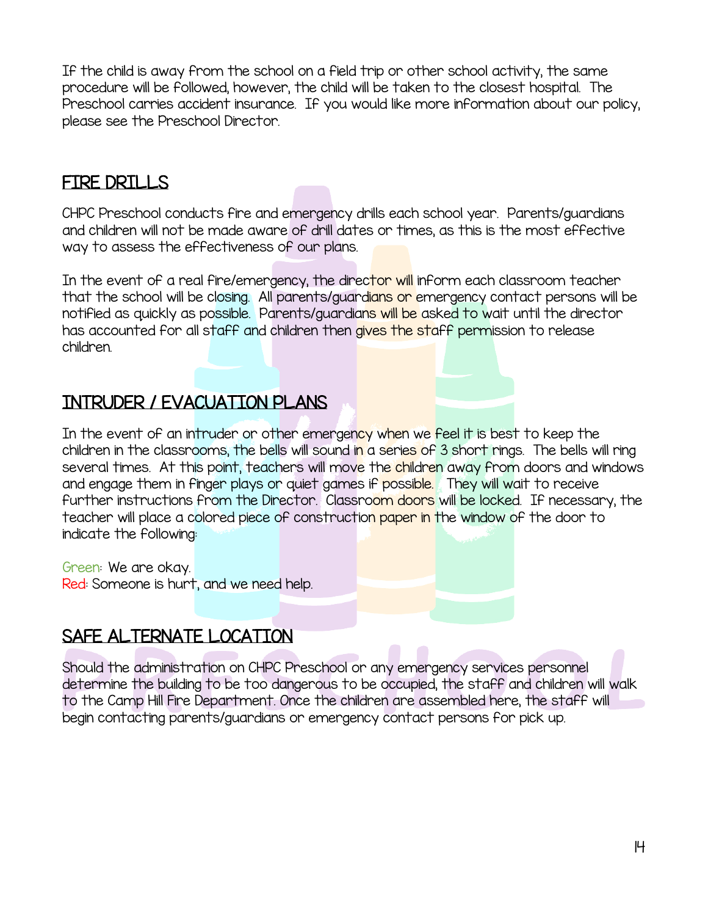If the child is away from the school on a field trip or other school activity, the same procedure will be followed, however, the child will be taken to the closest hospital. The Preschool carries accident insurance. If you would like more information about our policy, please see the Preschool Director.

## FIRE DRILLS

CHPC Preschool conducts fire and emergency drills each school year. Parents/guardians and children will not be made aware of drill dates or times, as this is the most effective way to assess the effectiveness of our plans.

In the event of a real fire/emergency, the director will inform each classroom teacher that the school will be closing. All parents/guardians or emergency contact persons will be notified as quickly as possible. Parents/guardians will be asked to wait until the director has accounted for all staff and children then gives the staff permission to release children.

## INTRUDER / EVACUATION PLANS

In the event of an intruder or other emergency when we feel it is best to keep the children in the classrooms, the bells will sound in a series of 3 short rings. The bells will ring several times. At this point, teachers will move the children away from doors and windows and engage them in finger plays or quiet games if possible. They will wait to receive further instructions from the Director. Classroom doors will be locked. If necessary, the teacher will place a colored piece of construction paper in the window of the door to indicate the following:

Green: We are okay.
Red: Someone is hurt, and we need help.

## SAFE ALTERNATE LOCATION

Should the administration on CHPC Preschool or any emergency services personnel determine the building to be too dangerous to be occupied, the staff and children will walk to the Camp Hill Fire Department. Once the children are assembled here, the staff will begin contacting parents/guardians or emergency contact persons for pick up.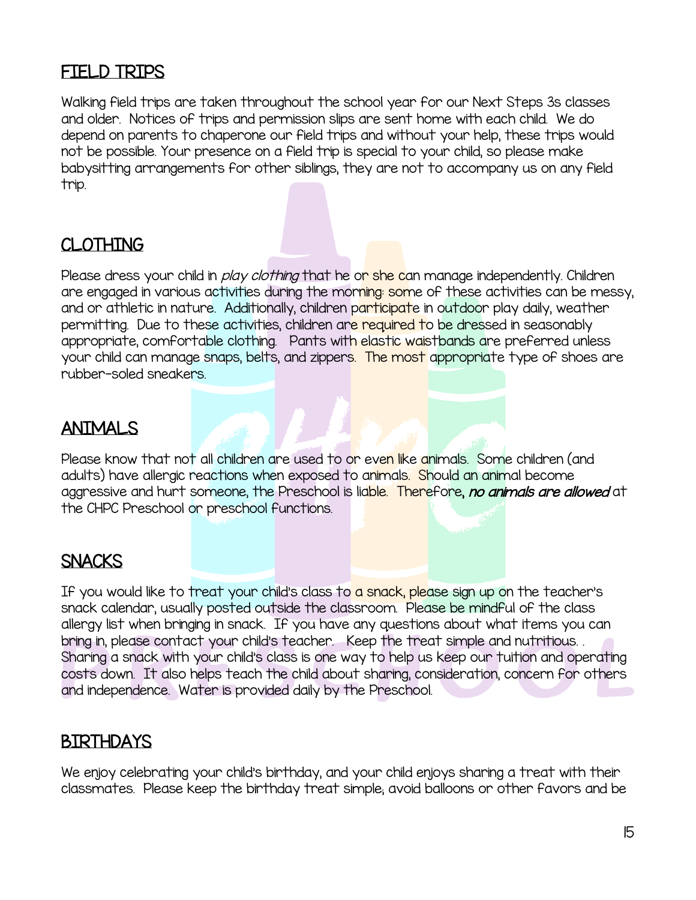## FIELD TRIPS

Walking field trips are taken throughout the school year for our Next Steps 3s classes and older. Notices of trips and permission slips are sent home with each child. We do depend on parents to chaperone our field trips and without your help, these trips would not be possible. Your presence on a field trip is special to your child, so please make babysitting arrangements for other siblings, they are not to accompany us on any field trip.

## CLOTHING

Please dress your child in *play clothing* that he or she can manage independently. Children are engaged in various activities during the morning: some of these activities can be messy, and or athletic in nature. Additionally, children participate in outdoor play daily, weather permitting. Due to these activities, children are required to be dressed in seasonably appropriate, comfortable clothing. Pants with elastic waistbands are preferred unless your child can manage snaps, belts, and zippers. The most appropriate type of shoes are rubber-soled sneakers.

## ANIMALS

Please know that not all children are used to or even like animals. Some children (and adults) have allergic reactions when exposed to animals. Should an animal become aggressive and hurt someone, the Preschool is liable. Therefore, ***no animals are allowed*** at the CHPC Preschool or preschool functions.

## SNACKS

If you would like to treat your child's class to a snack, please sign up on the teacher's snack calendar, usually posted outside the classroom. Please be mindful of the class allergy list when bringing in snack. If you have any questions about what items you can bring in, please contact your child's teacher. Keep the treat simple and nutritious. . Sharing a snack with your child's class is one way to help us keep our tuition and operating costs down. It also helps teach the child about sharing, consideration, concern for others and independence. Water is provided daily by the Preschool.

## BIRTHDAYS

We enjoy celebrating your child's birthday, and your child enjoys sharing a treat with their classmates. Please keep the birthday treat simple; avoid balloons or other favors and be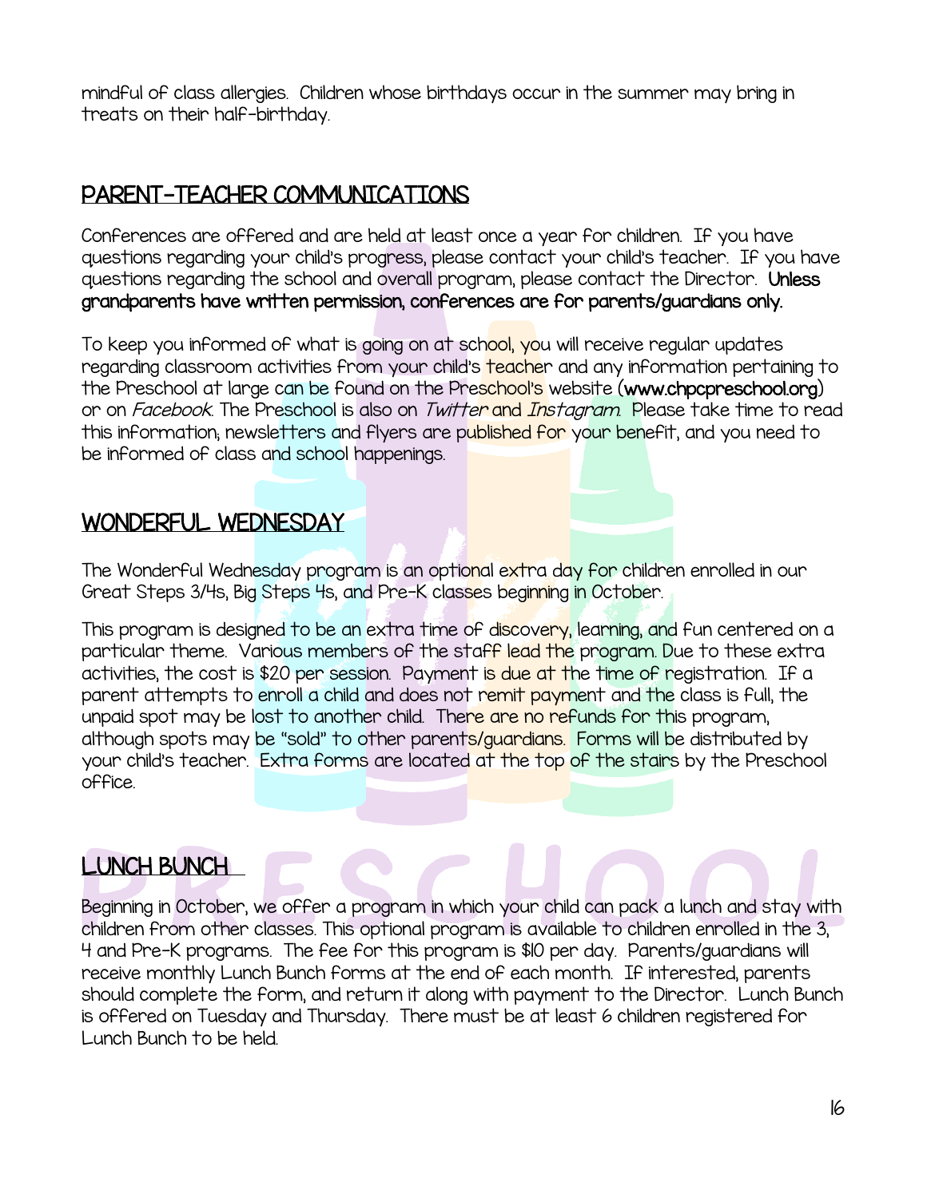mindful of class allergies. Children whose birthdays occur in the summer may bring in treats on their half-birthday.

## PARENT-TEACHER COMMUNICATIONS

Conferences are offered and are held at least once a year for children. If you have questions regarding your child's progress, please contact your child's teacher. If you have questions regarding the school and overall program, please contact the Director. **Unless grandparents have written permission, conferences are for parents/guardians only.**

To keep you informed of what is going on at school, you will receive regular updates regarding classroom activities from your child's teacher and any information pertaining to the Preschool at large can be found on the Preschool's website (**www.chpcpreschool.org**) or on *Facebook*. The Preschool is also on *Twitter* and *Instagram*. Please take time to read this information; newsletters and flyers are published for your benefit, and you need to be informed of class and school happenings.

## WONDERFUL WEDNESDAY

The Wonderful Wednesday program is an optional extra day for children enrolled in our Great Steps 3/4s, Big Steps 4s, and Pre-K classes beginning in October.

This program is designed to be an extra time of discovery, learning, and fun centered on a particular theme. Various members of the staff lead the program. Due to these extra activities, the cost is $20 per session. Payment is due at the time of registration. If a parent attempts to enroll a child and does not remit payment and the class is full, the unpaid spot may be lost to another child. There are no refunds for this program, although spots may be "sold" to other parents/guardians. Forms will be distributed by your child's teacher. Extra forms are located at the top of the stairs by the Preschool office.

## LUNCH BUNCH

Beginning in October, we offer a program in which your child can pack a lunch and stay with children from other classes. This optional program is available to children enrolled in the 3, 4 and Pre-K programs. The fee for this program is $10 per day. Parents/guardians will receive monthly Lunch Bunch forms at the end of each month. If interested, parents should complete the form, and return it along with payment to the Director. Lunch Bunch is offered on Tuesday and Thursday. There must be at least 6 children registered for Lunch Bunch to be held.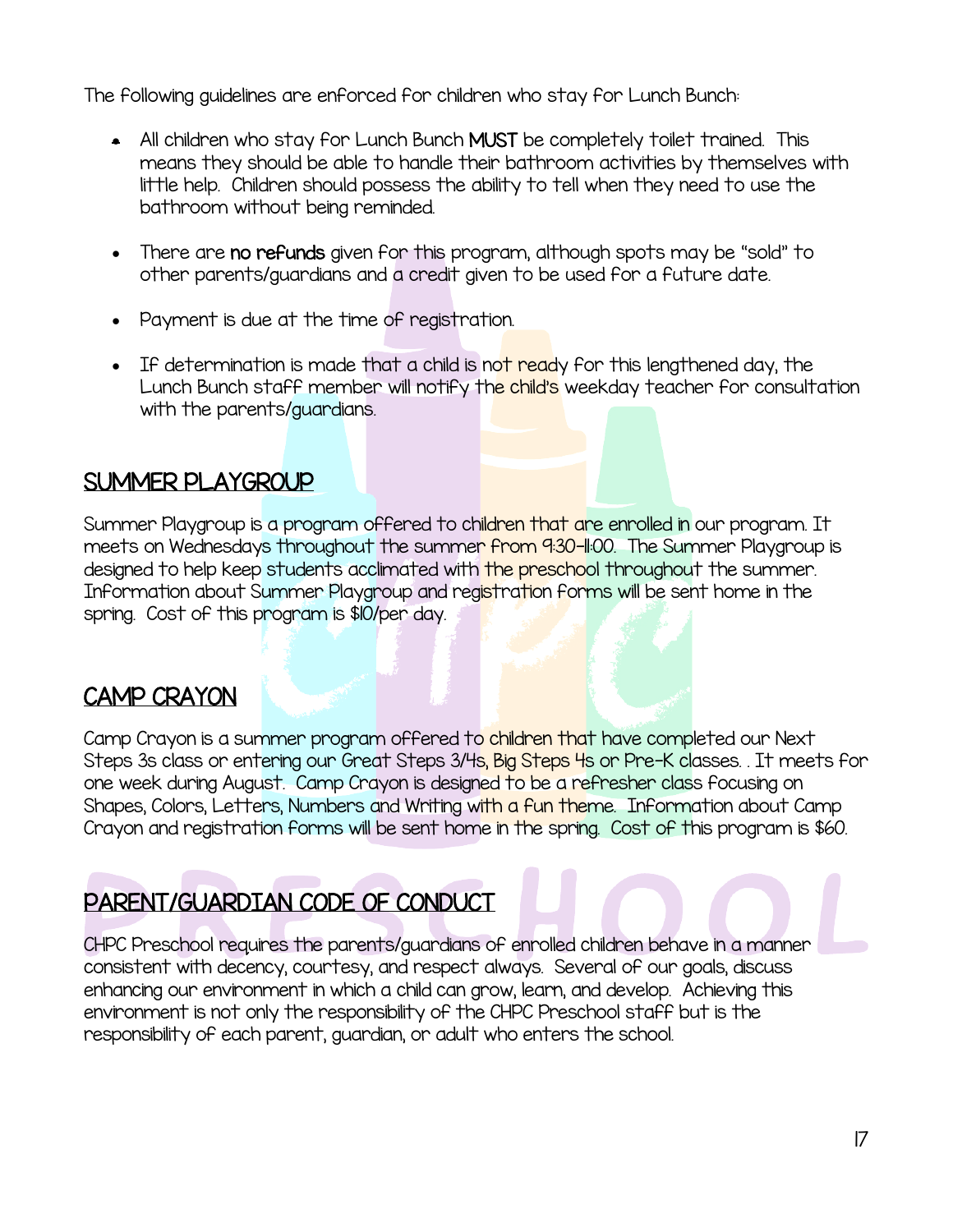The following guidelines are enforced for children who stay for Lunch Bunch:

- All children who stay for Lunch Bunch **MUST** be completely toilet trained. This means they should be able to handle their bathroom activities by themselves with little help. Children should possess the ability to tell when they need to use the bathroom without being reminded.
- There are **no refunds** given for this program, although spots may be "sold" to other parents/guardians and a credit given to be used for a future date.
- Payment is due at the time of registration.
- If determination is made that a child is not ready for this lengthened day, the Lunch Bunch staff member will notify the child's weekday teacher for consultation with the parents/guardians.

## SUMMER PLAYGROUP

Summer Playgroup is a program offered to children that are enrolled in our program. It meets on Wednesdays throughout the summer from 9:30-11:00. The Summer Playgroup is designed to help keep students acclimated with the preschool throughout the summer. Information about Summer Playgroup and registration forms will be sent home in the spring. Cost of this program is $10/per day.

## CAMP CRAYON

Camp Crayon is a summer program offered to children that have completed our Next Steps 3s class or entering our Great Steps 3/4s, Big Steps 4s or Pre-K classes. . It meets for one week during August. Camp Crayon is designed to be a refresher class focusing on Shapes, Colors, Letters, Numbers and Writing with a fun theme. Information about Camp Crayon and registration forms will be sent home in the spring. Cost of this program is $60.

## PARENT/GUARDIAN CODE OF CONDUCT

CHPC Preschool requires the parents/guardians of enrolled children behave in a manner consistent with decency, courtesy, and respect always. Several of our goals, discuss enhancing our environment in which a child can grow, learn, and develop. Achieving this environment is not only the responsibility of the CHPC Preschool staff but is the responsibility of each parent, guardian, or adult who enters the school.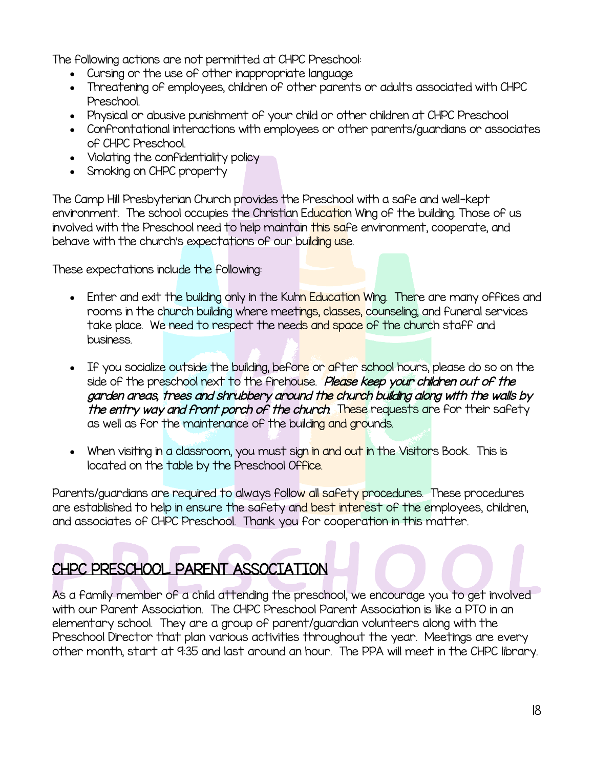The following actions are not permitted at CHPC Preschool:

- Cursing or the use of other inappropriate language
- Threatening of employees, children of other parents or adults associated with CHPC Preschool.
- Physical or abusive punishment of your child or other children at CHPC Preschool
- Confrontational interactions with employees or other parents/guardians or associates of CHPC Preschool.
- Violating the confidentiality policy
- Smoking on CHPC property

The Camp Hill Presbyterian Church provides the Preschool with a safe and well-kept environment. The school occupies the Christian Education Wing of the building. Those of us involved with the Preschool need to help maintain this safe environment, cooperate, and behave with the church's expectations of our building use.

These expectations include the following:

- Enter and exit the building only in the Kuhn Education Wing. There are many offices and rooms in the church building where meetings, classes, counseling, and funeral services take place. We need to respect the needs and space of the church staff and business.
- If you socialize outside the building, before or after school hours, please do so on the side of the preschool next to the firehouse. ***Please keep your children out of the garden areas, trees and shrubbery around the church building along with the walls by the entry way and front porch of the church.*** These requests are for their safety as well as for the maintenance of the building and grounds.
- When visiting in a classroom, you must sign in and out in the Visitors Book. This is located on the table by the Preschool Office.

Parents/guardians are required to always follow all safety procedures. These procedures are established to help in ensure the safety and best interest of the employees, children, and associates of CHPC Preschool. Thank you for cooperation in this matter.

## CHPC PRESCHOOL PARENT ASSOCIATION

As a family member of a child attending the preschool, we encourage you to get involved with our Parent Association. The CHPC Preschool Parent Association is like a PTO in an elementary school. They are a group of parent/guardian volunteers along with the Preschool Director that plan various activities throughout the year. Meetings are every other month, start at 9:35 and last around an hour. The PPA will meet in the CHPC library.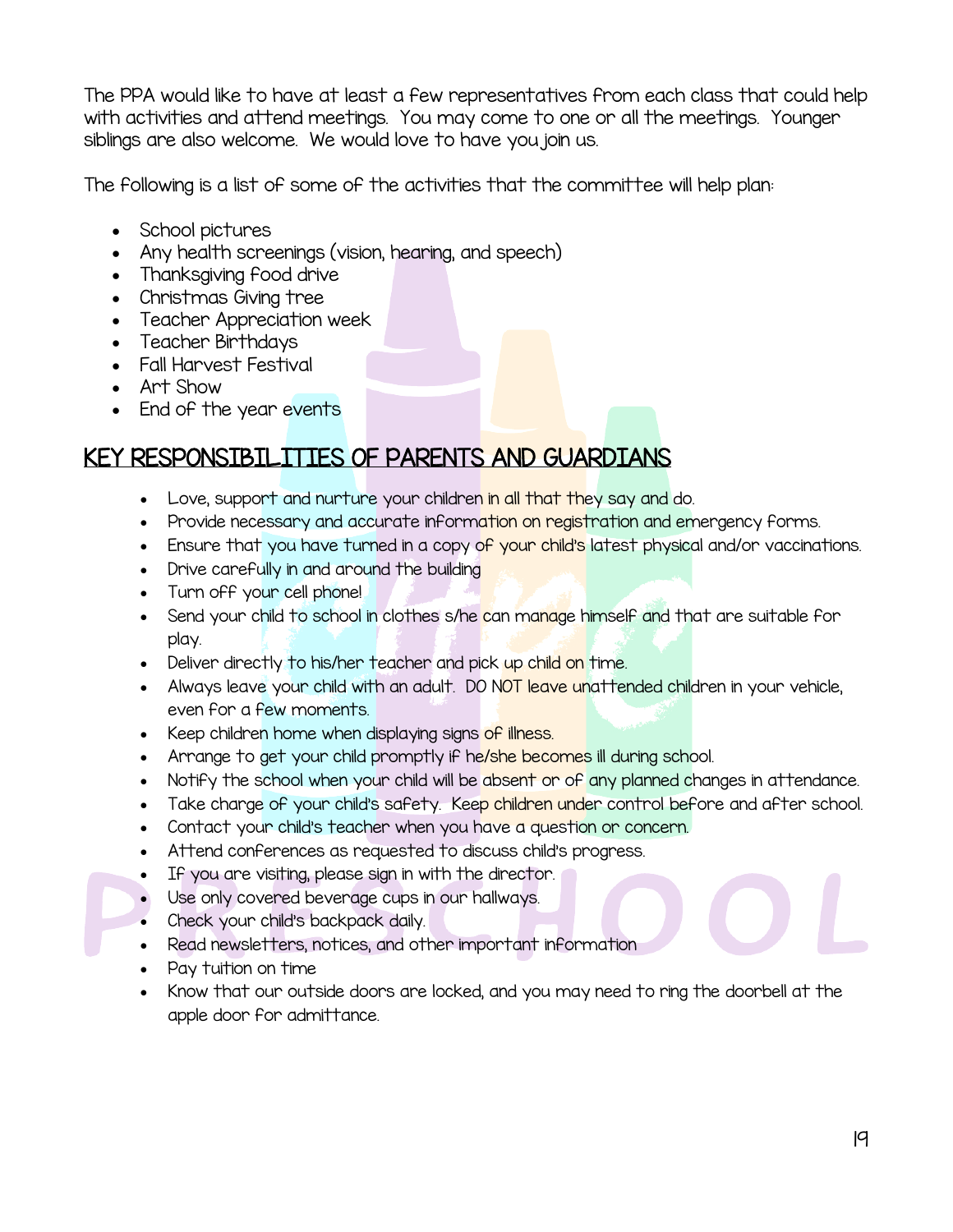The PPA would like to have at least a few representatives from each class that could help with activities and attend meetings. You may come to one or all the meetings. Younger siblings are also welcome. We would love to have you join us.

The following is a list of some of the activities that the committee will help plan:

- School pictures
- Any health screenings (vision, hearing, and speech)
- Thanksgiving food drive
- Christmas Giving tree
- Teacher Appreciation week
- Teacher Birthdays
- Fall Harvest Festival
- Art Show
- End of the year events

## KEY RESPONSIBILITIES OF PARENTS AND GUARDIANS

- Love, support and nurture your children in all that they say and do.
- Provide necessary and accurate information on registration and emergency forms.
- Ensure that you have turned in a copy of your child's latest physical and/or vaccinations.
- Drive carefully in and around the building
- Turn off your cell phone!
- Send your child to school in clothes s/he can manage himself and that are suitable for play.
- Deliver directly to his/her teacher and pick up child on time.
- Always leave your child with an adult. DO NOT leave unattended children in your vehicle, even for a few moments.
- Keep children home when displaying signs of illness.
- Arrange to get your child promptly if he/she becomes ill during school.
- Notify the school when your child will be absent or of any planned changes in attendance.
- Take charge of your child's safety. Keep children under control before and after school.
- Contact your child's teacher when you have a question or concern.
- Attend conferences as requested to discuss child's progress.
- If you are visiting, please sign in with the director.
- Use only covered beverage cups in our hallways.
- Check your child's backpack daily.
- Read newsletters, notices, and other important information
- Pay tuition on time
- Know that our outside doors are locked, and you may need to ring the doorbell at the apple door for admittance.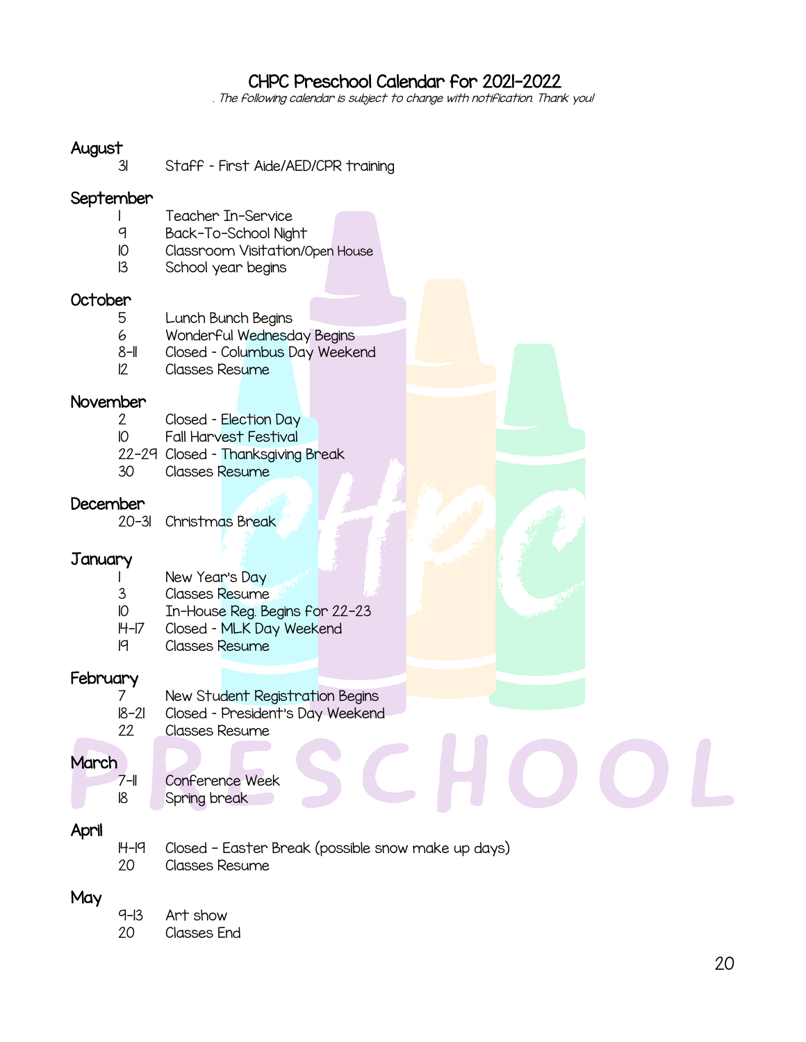# CHPC Preschool Calendar for 2021-2022

*. The following calendar is subject to change with notification. Thank you!*

## August

- 31 Staff - First Aide/AED/CPR training

## September

- 1 Teacher In-Service
- 9 Back-To-School Night
- 10 Classroom Visitation/Open House
- 13 School year begins

## October

- 5 Lunch Bunch Begins
- 6 Wonderful Wednesday Begins
- 8-11 Closed - Columbus Day Weekend
- 12 Classes Resume

## November

- 2 Closed - Election Day
- 10 Fall Harvest Festival
- 22-29 Closed - Thanksgiving Break
- 30 Classes Resume

## December

- 20-31 Christmas Break

## January

- 1 New Year's Day
- 3 Classes Resume
- 10 In-House Reg. Begins for 22-23
- 14-17 Closed - MLK Day Weekend
- 19 Classes Resume

## February

- 7 New Student Registration Begins
- 18-21 Closed - President's Day Weekend
- 22 Classes Resume

## March

- 7-11 Conference Week
- 18 Spring break

## April

- 14-19 Closed - Easter Break (possible snow make up days)
- 20 Classes Resume

## May

- 9-13 Art show
- 20 Classes End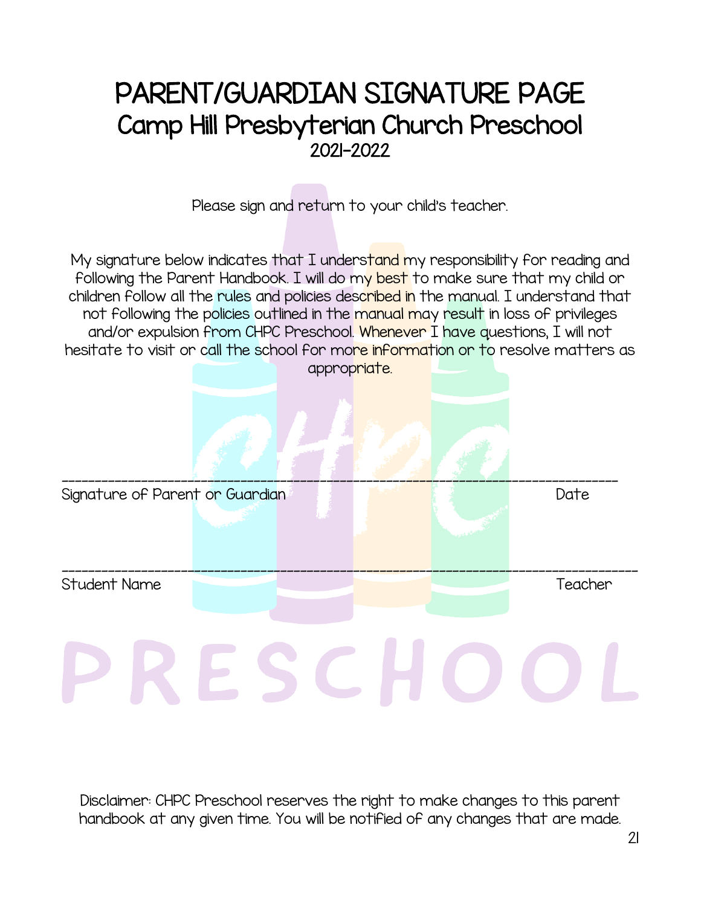# PARENT/GUARDIAN SIGNATURE PAGE

## Camp Hill Presbyterian Church Preschool

2021-2022

Please sign and return to your child's teacher.

My signature below indicates that I understand my responsibility for reading and following the Parent Handbook. I will do my best to make sure that my child or children follow all the rules and policies described in the manual. I understand that not following the policies outlined in the manual may result in loss of privileges and/or expulsion from CHPC Preschool. Whenever I have questions, I will not hesitate to visit or call the school for more information or to resolve matters as appropriate.

_______________________________________________________________________________

Signature of Parent or Guardian                                                                                          Date

_______________________________________________________________________________

Student Name                                                                                                                        Teacher

Disclaimer: CHPC Preschool reserves the right to make changes to this parent handbook at any given time. You will be notified of any changes that are made.